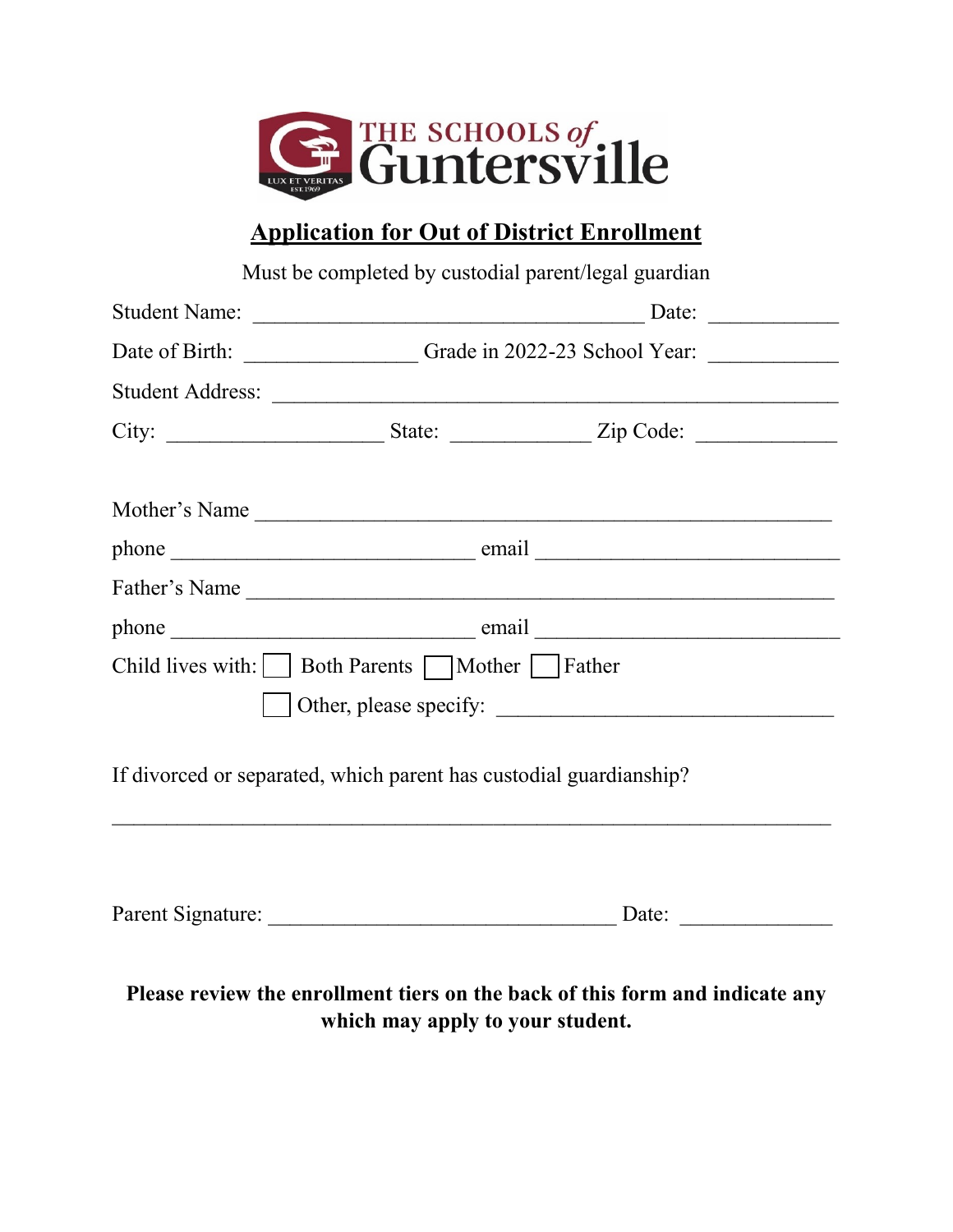THE SCHOOLS of Guntersville

LUX ET VERITAS EST. 1969

# Application for Out of District Enrollment

Must be completed by custodial parent/legal guardian

Student Name: ____________________________________ Date: ____________

Date of Birth: ________________ Grade in 2022-23 School Year: ____________

Student Address: ________________________________________________

City: ____________________ State: _____________ Zip Code: _____________

Mother's Name ______________________________________________________

phone ____________________________ email ____________________________

Father's Name ______________________________________________________

phone ____________________________ email ____________________________

Child lives with: ☐ Both Parents ☐ Mother ☐ Father

☐ Other, please specify: ________________________________

If divorced or separated, which parent has custodial guardianship?

___________________________________________________________________

Parent Signature: _________________________________ Date: ______________

**Please review the enrollment tiers on the back of this form and indicate any which may apply to your student.**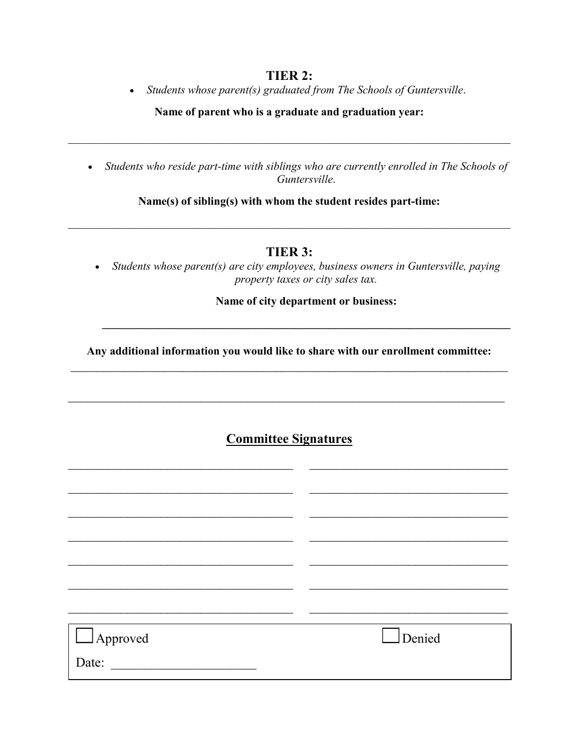### TIER 2:

- *Students whose parent(s) graduated from The Schools of Guntersville*.

**Name of parent who is a graduate and graduation year:**

______________________________________________________________________________

- *Students who reside part-time with siblings who are currently enrolled in The Schools of Guntersville*.

**Name(s) of sibling(s) with whom the student resides part-time:**

______________________________________________________________________________

### TIER 3:

- *Students whose parent(s) are city employees, business owners in Guntersville, paying property taxes or city sales tax.*

**Name of city department or business:**

______________________________________________________________________________

**Any additional information you would like to share with our enrollment committee:**

______________________________________________________________________________

______________________________________________________________________________

## Committee Signatures

| | |
|---|---|
| ______________________________ | ______________________________ |
| ______________________________ | ______________________________ |
| ______________________________ | ______________________________ |
| ______________________________ | ______________________________ |
| ______________________________ | ______________________________ |
| ______________________________ | ______________________________ |
| ______________________________ | ______________________________ |

☐ Approved ☐ Denied

Date: ____________________